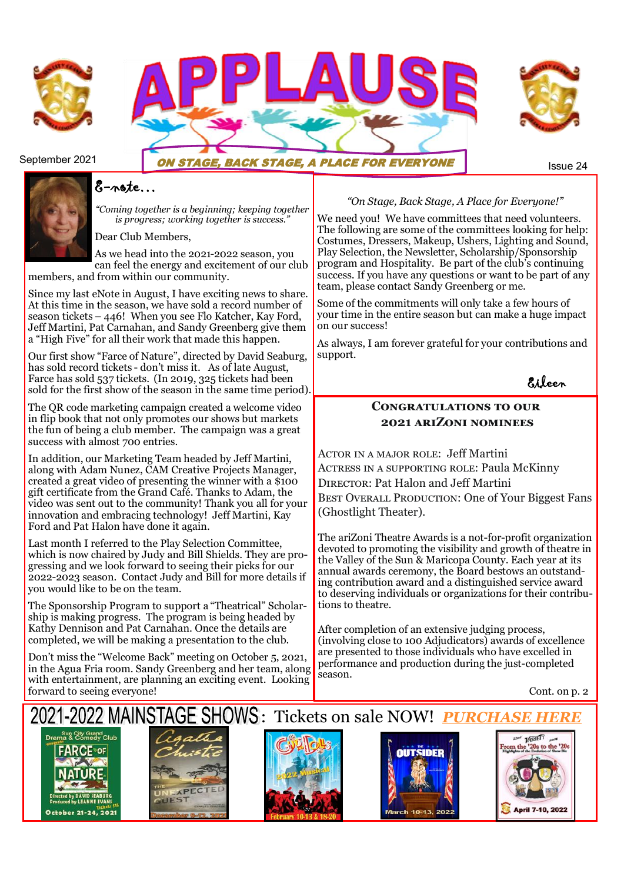# APPLAUSE

September 2021

*ON STAGE, BACK STAGE, A PLACE FOR EVERYONE*

Issue 24

## E-note...

*"Coming together is a beginning; keeping together is progress; working together is success."*

Dear Club Members,

As we head into the 2021-2022 season, you can feel the energy and excitement of our club members, and from within our community.

Since my last eNote in August, I have exciting news to share. At this time in the season, we have sold a record number of season tickets – 446! When you see Flo Katcher, Kay Ford, Jeff Martini, Pat Carnahan, and Sandy Greenberg give them a "High Five" for all their work that made this happen.

Our first show "Farce of Nature", directed by David Seaburg, has sold record tickets - don't miss it. As of late August, Farce has sold 537 tickets. (In 2019, 325 tickets had been sold for the first show of the season in the same time period).

The QR code marketing campaign created a welcome video in flip book that not only promotes our shows but markets the fun of being a club member. The campaign was a great success with almost 700 entries.

In addition, our Marketing Team headed by Jeff Martini, along with Adam Nunez, CAM Creative Projects Manager, created a great video of presenting the winner with a $100 gift certificate from the Grand Café. Thanks to Adam, the video was sent out to the community! Thank you all for your innovation and embracing technology! Jeff Martini, Kay Ford and Pat Halon have done it again.

Last month I referred to the Play Selection Committee, which is now chaired by Judy and Bill Shields. They are progressing and we look forward to seeing their picks for our 2022-2023 season. Contact Judy and Bill for more details if you would like to be on the team.

The Sponsorship Program to support a "Theatrical" Scholarship is making progress. The program is being headed by Kathy Dennison and Pat Carnahan. Once the details are completed, we will be making a presentation to the club.

Don't miss the "Welcome Back" meeting on October 5, 2021, in the Agua Fria room. Sandy Greenberg and her team, along with entertainment, are planning an exciting event. Looking forward to seeing everyone!

*"On Stage, Back Stage, A Place for Everyone!"*

We need you! We have committees that need volunteers. The following are some of the committees looking for help: Costumes, Dressers, Makeup, Ushers, Lighting and Sound, Play Selection, the Newsletter, Scholarship/Sponsorship program and Hospitality. Be part of the club's continuing success. If you have any questions or want to be part of any team, please contact Sandy Greenberg or me.

Some of the commitments will only take a few hours of your time in the entire season but can make a huge impact on our success!

As always, I am forever grateful for your contributions and support.

Eileen

## Congratulations to our 2021 ariZoni Nominees

Actor in a major role: Jeff Martini
Actress in a supporting role: Paula McKinny
Director: Pat Halon and Jeff Martini
Best Overall Production: One of Your Biggest Fans (Ghostlight Theater).

The ariZoni Theatre Awards is a not-for-profit organization devoted to promoting the visibility and growth of theatre in the Valley of the Sun & Maricopa County. Each year at its annual awards ceremony, the Board bestows an outstanding contribution award and a distinguished service award to deserving individuals or organizations for their contributions to theatre.

After completion of an extensive judging process, (involving close to 100 Adjudicators) awards of excellence are presented to those individuals who have excelled in performance and production during the just-completed season.

Cont. on p. 2

## 2021-2022 MAINSTAGE SHOWS: Tickets on sale NOW! *PURCHASE HERE*

- Farce of Nature — October 21-24, 2021
- Agatha Christie's The Unexpected Guest — December 9-12, 2021
- Guys and Dolls (2022 Musical) — February 10-13 & 18-20
- The Outsider — March 10-13, 2022
- Variety Show: From the '20s to the '20s — April 7-10, 2022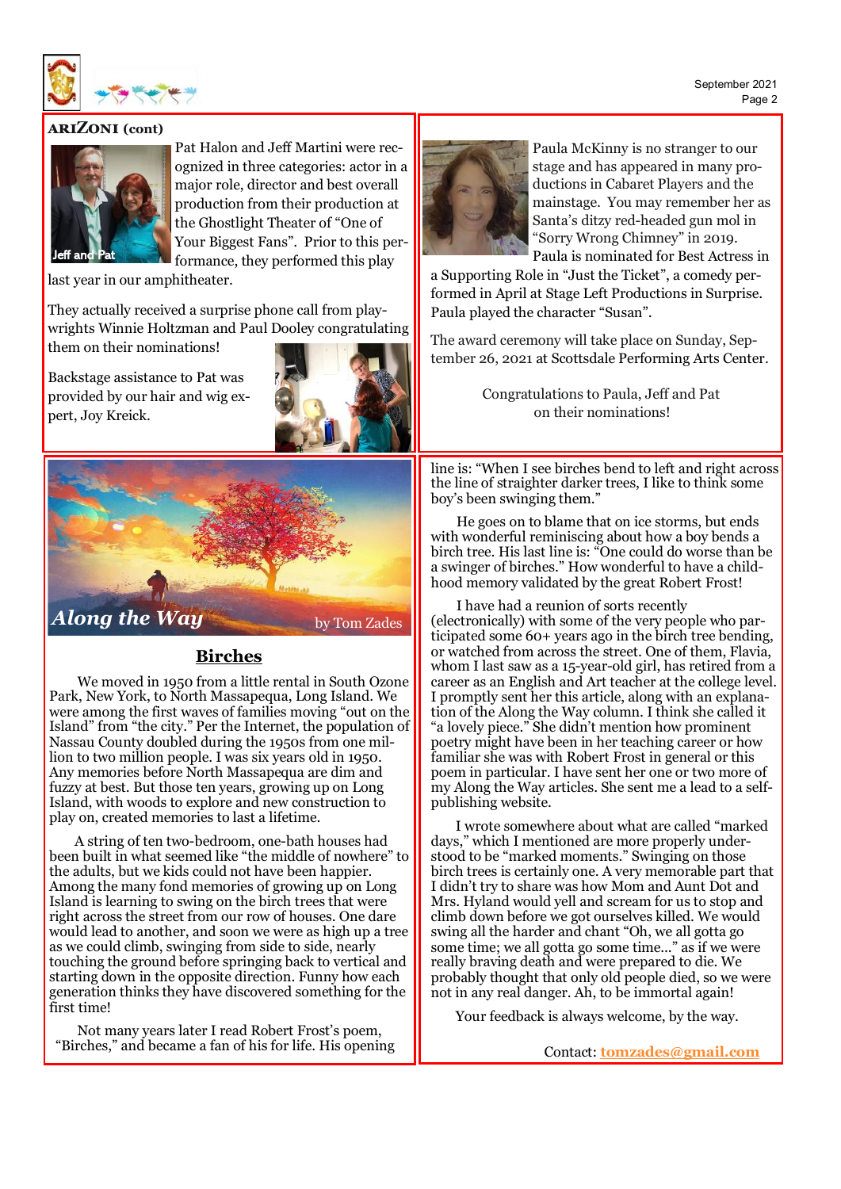## ARIZONI (cont)

Jeff and Pat

Pat Halon and Jeff Martini were recognized in three categories: actor in a major role, director and best overall production from their production at the Ghostlight Theater of "One of Your Biggest Fans". Prior to this performance, they performed this play last year in our amphitheater.

They actually received a surprise phone call from playwrights Winnie Holtzman and Paul Dooley congratulating them on their nominations!

Backstage assistance to Pat was provided by our hair and wig expert, Joy Kreick.

Paula McKinny is no stranger to our stage and has appeared in many productions in Cabaret Players and the mainstage. You may remember her as Santa's ditzy red-headed gun mol in "Sorry Wrong Chimney" in 2019. Paula is nominated for Best Actress in a Supporting Role in "Just the Ticket", a comedy performed in April at Stage Left Productions in Surprise. Paula played the character "Susan".

The award ceremony will take place on Sunday, September 26, 2021 at Scottsdale Performing Arts Center.

Congratulations to Paula, Jeff and Pat on their nominations!

## *Along the Way*

by Tom Zades

### Birches

We moved in 1950 from a little rental in South Ozone Park, New York, to North Massapequa, Long Island. We were among the first waves of families moving "out on the Island" from "the city." Per the Internet, the population of Nassau County doubled during the 1950s from one million to two million people. I was six years old in 1950. Any memories before North Massapequa are dim and fuzzy at best. But those ten years, growing up on Long Island, with woods to explore and new construction to play on, created memories to last a lifetime.

A string of ten two-bedroom, one-bath houses had been built in what seemed like "the middle of nowhere" to the adults, but we kids could not have been happier. Among the many fond memories of growing up on Long Island is learning to swing on the birch trees that were right across the street from our row of houses. One dare would lead to another, and soon we were as high up a tree as we could climb, swinging from side to side, nearly touching the ground before springing back to vertical and starting down in the opposite direction. Funny how each generation thinks they have discovered something for the first time!

Not many years later I read Robert Frost's poem, "Birches," and became a fan of his for life. His opening line is: "When I see birches bend to left and right across the line of straighter darker trees, I like to think some boy's been swinging them."

He goes on to blame that on ice storms, but ends with wonderful reminiscing about how a boy bends a birch tree. His last line is: "One could do worse than be a swinger of birches." How wonderful to have a childhood memory validated by the great Robert Frost!

I have had a reunion of sorts recently (electronically) with some of the very people who participated some 60+ years ago in the birch tree bending, or watched from across the street. One of them, Flavia, whom I last saw as a 15-year-old girl, has retired from a career as an English and Art teacher at the college level. I promptly sent her this article, along with an explanation of the Along the Way column. I think she called it "a lovely piece." She didn't mention how prominent poetry might have been in her teaching career or how familiar she was with Robert Frost in general or this poem in particular. I have sent her one or two more of my Along the Way articles. She sent me a lead to a self-publishing website.

I wrote somewhere about what are called "marked days," which I mentioned are more properly understood to be "marked moments." Swinging on those birch trees is certainly one. A very memorable part that I didn't try to share was how Mom and Aunt Dot and Mrs. Hyland would yell and scream for us to stop and climb down before we got ourselves killed. We would swing all the harder and chant "Oh, we all gotta go some time; we all gotta go some time..." as if we were really braving death and were prepared to die. We probably thought that only old people died, so we were not in any real danger. Ah, to be immortal again!

Your feedback is always welcome, by the way.

Contact: **tomzades@gmail.com**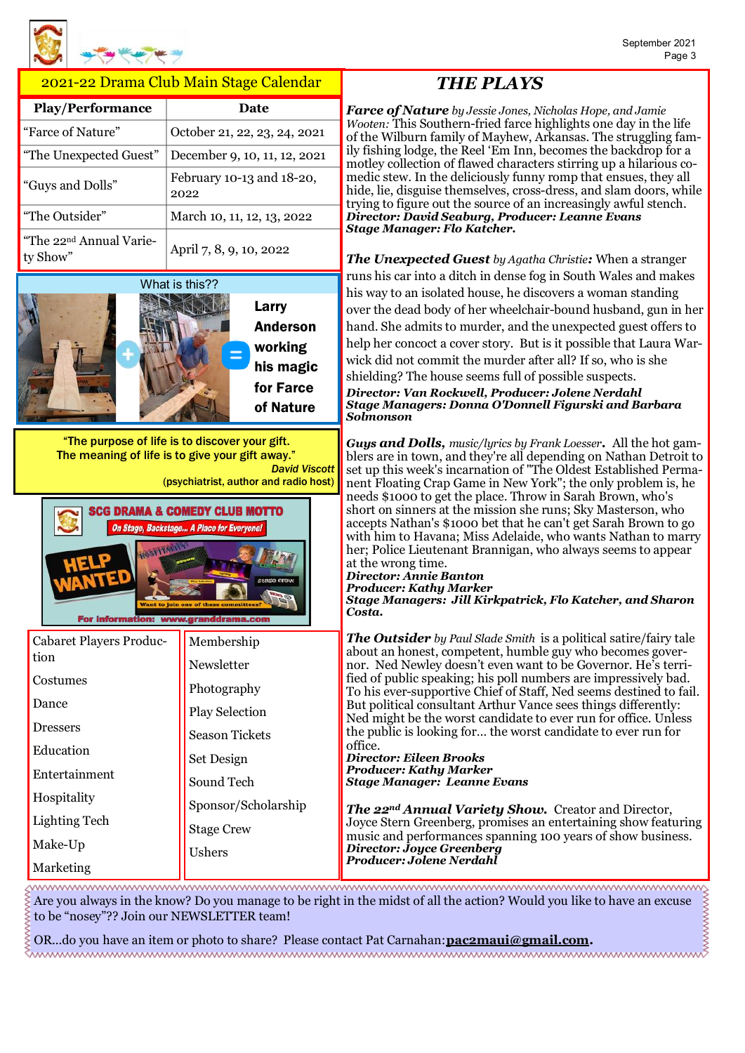## 2021-22 Drama Club Main Stage Calendar

| Play/Performance | Date |
|---|---|
| "Farce of Nature" | October 21, 22, 23, 24, 2021 |
| "The Unexpected Guest" | December 9, 10, 11, 12, 2021 |
| "Guys and Dolls" | February 10-13 and 18-20, 2022 |
| "The Outsider" | March 10, 11, 12, 13, 2022 |
| "The 22nd Annual Variety Show" | April 7, 8, 9, 10, 2022 |

### What is this??

Larry Anderson working his magic for Farce of Nature

"The purpose of life is to discover your gift. The meaning of life is to give your gift away."
*David Viscott*
(psychiatrist, author and radio host)

**SCG DRAMA & COMEDY CLUB MOTTO**
*On Stage, Backstage... A Place for Everyone!*

**HELP WANTED**
Want to join one of these committees?
For information: www.granddrama.com

| | |
|---|---|
| Cabaret Players Production | Membership |
| Costumes | Newsletter |
| Dance | Photography |
| Dressers | Play Selection |
| Education | Season Tickets |
| Entertainment | Set Design |
| Hospitality | Sound Tech |
| Lighting Tech | Sponsor/Scholarship |
| Make-Up | Stage Crew |
| Marketing | Ushers |

# THE PLAYS

***Farce of Nature*** *by Jessie Jones, Nicholas Hope, and Jamie Wooten:* This Southern-fried farce highlights one day in the life of the Wilburn family of Mayhew, Arkansas. The struggling family fishing lodge, the Reel 'Em Inn, becomes the backdrop for a motley collection of flawed characters stirring up a hilarious comedic stew. In the deliciously funny romp that ensues, they all hide, lie, disguise themselves, cross-dress, and slam doors, while trying to figure out the source of an increasingly awful stench.
***Director: David Seaburg, Producer: Leanne Evans***
***Stage Manager: Flo Katcher.***

***The Unexpected Guest*** *by Agatha Christie:* When a stranger runs his car into a ditch in dense fog in South Wales and makes his way to an isolated house, he discovers a woman standing over the dead body of her wheelchair-bound husband, gun in her hand. She admits to murder, and the unexpected guest offers to help her concoct a cover story. But is it possible that Laura Warwick did not commit the murder after all? If so, who is she shielding? The house seems full of possible suspects.
***Director: Van Rockwell, Producer: Jolene Nerdahl***
***Stage Managers: Donna O'Donnell Figurski and Barbara Solmonson***

***Guys and Dolls,*** *music/lyrics by Frank Loesser***.** All the hot gamblers are in town, and they're all depending on Nathan Detroit to set up this week's incarnation of "The Oldest Established Permanent Floating Crap Game in New York"; the only problem is, he needs $1000 to get the place. Throw in Sarah Brown, who's short on sinners at the mission she runs; Sky Masterson, who accepts Nathan's $1000 bet that he can't get Sarah Brown to go with him to Havana; Miss Adelaide, who wants Nathan to marry her; Police Lieutenant Brannigan, who always seems to appear at the wrong time.
***Director: Annie Banton***
***Producer: Kathy Marker***
***Stage Managers: Jill Kirkpatrick, Flo Katcher, and Sharon Costa.***

***The Outsider*** *by Paul Slade Smith* is a political satire/fairy tale about an honest, competent, humble guy who becomes governor. Ned Newley doesn't even want to be Governor. He's terrified of public speaking; his poll numbers are impressively bad. To his ever-supportive Chief of Staff, Ned seems destined to fail. But political consultant Arthur Vance sees things differently: Ned might be the worst candidate to ever run for office. Unless the public is looking for… the worst candidate to ever run for office.
***Director: Eileen Brooks***
***Producer: Kathy Marker***
***Stage Manager: Leanne Evans***

***The 22nd Annual Variety Show.*** Creator and Director, Joyce Stern Greenberg, promises an entertaining show featuring music and performances spanning 100 years of show business.
***Director: Joyce Greenberg***
***Producer: Jolene Nerdahl***

Are you always in the know? Do you manage to be right in the midst of all the action? Would you like to have an excuse to be "nosey"?? Join our NEWSLETTER team!

OR...do you have an item or photo to share? Please contact Pat Carnahan: **pac2maui@gmail.com**.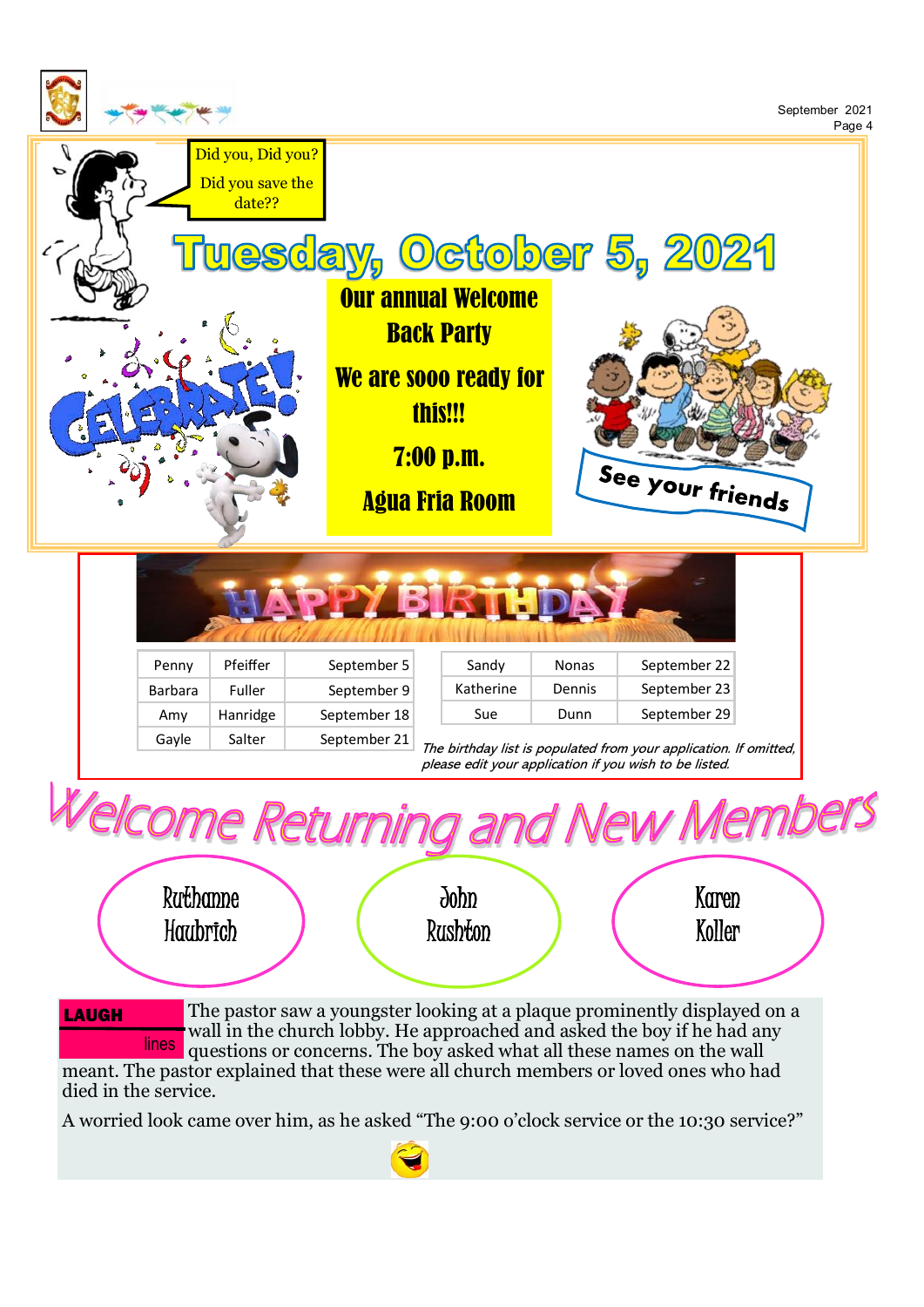Did you, Did you? Did you save the date??

# Tuesday, October 5, 2021

**Our annual Welcome Back Party**

**We are sooo ready for this!!!**

**7:00 p.m.**

**Agua Fria Room**

CELEBRATE!

See your friends

## HAPPY BIRTHDAY

| | | |
|---|---|---|
| Penny | Pfeiffer | September 5 |
| Barbara | Fuller | September 9 |
| Amy | Hanridge | September 18 |
| Gayle | Salter | September 21 |

| | | |
|---|---|---|
| Sandy | Nonas | September 22 |
| Katherine | Dennis | September 23 |
| Sue | Dunn | September 29 |

*The birthday list is populated from your application. If omitted, please edit your application if you wish to be listed.*

# Welcome Returning and New Members

Ruthanne Haubrich

John Rushton

Karen Koller

**LAUGH lines**

The pastor saw a youngster looking at a plaque prominently displayed on a wall in the church lobby. He approached and asked the boy if he had any questions or concerns. The boy asked what all these names on the wall meant. The pastor explained that these were all church members or loved ones who had died in the service.

A worried look came over him, as he asked "The 9:00 o'clock service or the 10:30 service?"